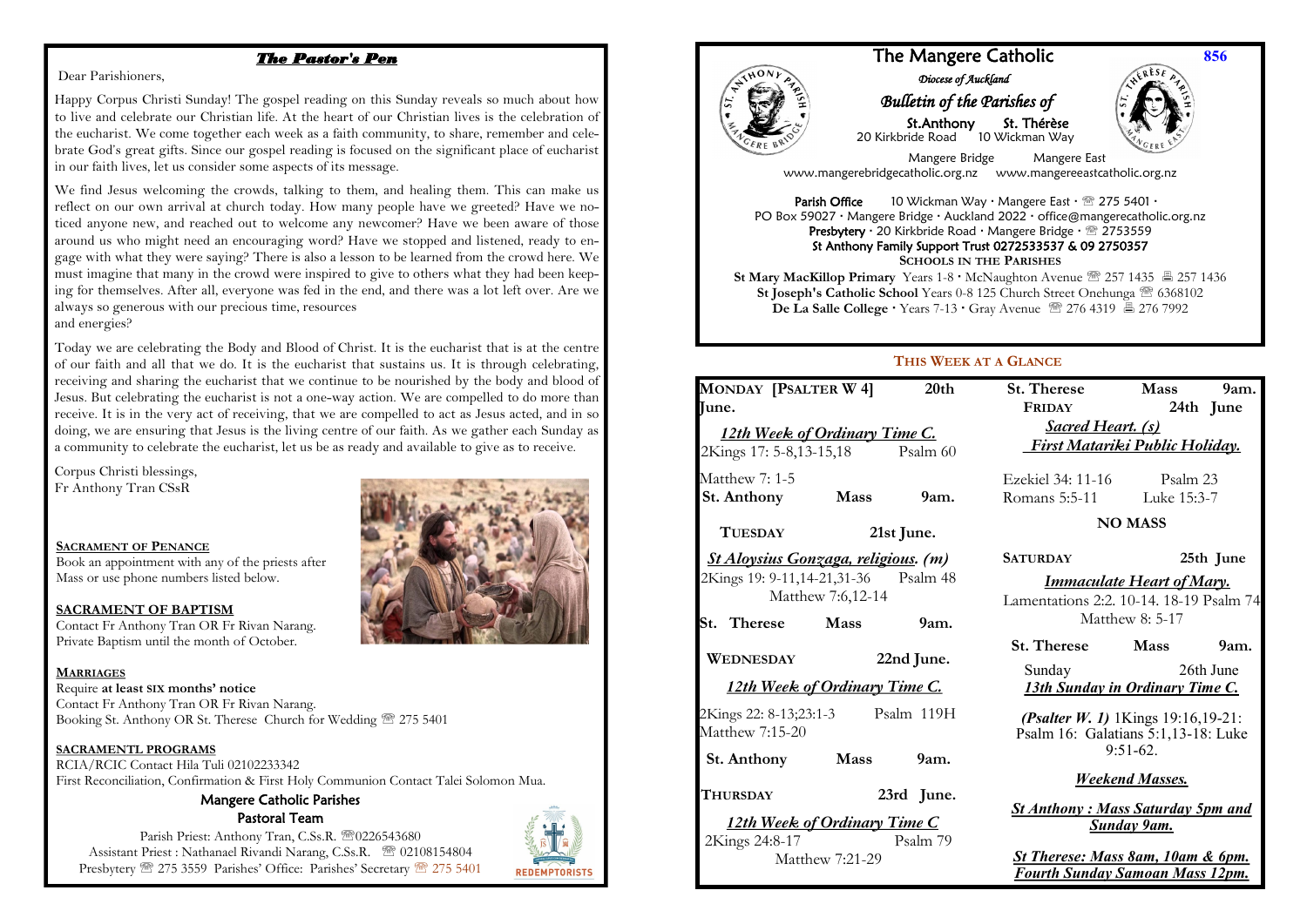# The Pastor's Pen

Dear Parishioners,

Happy Corpus Christi Sunday! The gospel reading on this Sunday reveals so much about how to live and celebrate our Christian life. At the heart of our Christian lives is the celebration of the eucharist. We come together each week as a faith community, to share, remember and celebrate God's great gifts. Since our gospel reading is focused on the significant place of eucharist in our faith lives, let us consider some aspects of its message.

We find Jesus welcoming the crowds, talking to them, and healing them. This can make us reflect on our own arrival at church today. How many people have we greeted? Have we noticed anyone new, and reached out to welcome any newcomer? Have we been aware of those around us who might need an encouraging word? Have we stopped and listened, ready to engage with what they were saying? There is also a lesson to be learned from the crowd here. We must imagine that many in the crowd were inspired to give to others what they had been keeping for themselves. After all, everyone was fed in the end, and there was a lot left over. Are we always so generous with our precious time, resources and energies?

Today we are celebrating the Body and Blood of Christ. It is the eucharist that is at the centre of our faith and all that we do. It is the eucharist that sustains us. It is through celebrating, receiving and sharing the eucharist that we continue to be nourished by the body and blood of Jesus. But celebrating the eucharist is not a one-way action. We are compelled to do more than receive. It is in the very act of receiving, that we are compelled to act as Jesus acted, and in so doing, we are ensuring that Jesus is the living centre of our faith. As we gather each Sunday as a community to celebrate the eucharist, let us be as ready and available to give as to receive.

Corpus Christi blessings,
Fr Anthony Tran CSsR

**SACRAMENT OF PENANCE**
Book an appointment with any of the priests after Mass or use phone numbers listed below.

**SACRAMENT OF BAPTISM**
Contact Fr Anthony Tran OR Fr Rivan Narang.
Private Baptism until the month of October.

**MARRIAGES**
Require **at least SIX months' notice**
Contact Fr Anthony Tran OR Fr Rivan Narang.
Booking St. Anthony OR St. Therese Church for Wedding ☏ 275 5401

**SACRAMENTL PROGRAMS**
RCIA/RCIC Contact Hila Tuli 02102233342
First Reconciliation, Confirmation & First Holy Communion Contact Talei Solomon Mua.

## Mangere Catholic Parishes
### Pastoral Team

Parish Priest: Anthony Tran, C.Ss.R. ☏0226543680
Assistant Priest : Nathanael Rivandi Narang, C.Ss.R. ☏ 02108154804
Presbytery ☏ 275 3559 Parishes' Office: Parishes' Secretary ☏ 275 5401

REDEMPTORISTS

# The Mangere Catholic

856

*Diocese of Auckland*

## *Bulletin of the Parishes of*

St.Anthony — 20 Kirkbride Road — Mangere Bridge — www.mangerebridgecatholic.org.nz

St. Thérèse — 10 Wickman Way — Mangere East — www.mangereeastcatholic.org.nz

**Parish Office** 10 Wickman Way · Mangere East · ☏ 275 5401 ·
PO Box 59027 · Mangere Bridge · Auckland 2022 · office@mangerecatholic.org.nz
**Presbytery** · 20 Kirkbride Road · Mangere Bridge · ☏ 2753559
**St Anthony Family Support Trust 0272533537 & 09 2750357**
**SCHOOLS IN THE PARISHES**
**St Mary MacKillop Primary** Years 1-8 · McNaughton Avenue ☏ 257 1435 🖷 257 1436
**St Joseph's Catholic School** Years 0-8 125 Church Street Onehunga ☏ 6368102
**De La Salle College** · Years 7-13 · Gray Avenue ☏ 276 4319 🖷 276 7992

## THIS WEEK AT A GLANCE

**MONDAY [PSALTER W 4]** **20th June.**
*12th Week of Ordinary Time C.*
2Kings 17: 5-8,13-15,18 Psalm 60
Matthew 7: 1-5
**St. Anthony Mass 9am.**

**TUESDAY** **21st June.**
*St Aloysius Gonzaga, religious. (m)*
2Kings 19: 9-11,14-21,31-36 Psalm 48
Matthew 7:6,12-14
**St. Therese Mass 9am.**

**WEDNESDAY** **22nd June.**
*12th Week of Ordinary Time C.*
2Kings 22: 8-13;23:1-3 Psalm 119H
Matthew 7:15-20
**St. Anthony Mass 9am.**

**THURSDAY** **23rd June.**
*12th Week of Ordinary Time C*
2Kings 24:8-17 Psalm 79
Matthew 7:21-29
**St. Therese Mass 9am.**

**FRIDAY** **24th June**
*Sacred Heart. (s)*
*First Matariki Public Holiday.*
Ezekiel 34: 11-16 Psalm 23
Romans 5:5-11 Luke 15:3-7
**NO MASS**

**SATURDAY** **25th June**
*Immaculate Heart of Mary.*
Lamentations 2:2. 10-14. 18-19 Psalm 74
Matthew 8: 5-17
**St. Therese Mass 9am.**

Sunday 26th June
*13th Sunday in Ordinary Time C.*
***(Psalter W. 1)*** 1Kings 19:16,19-21: Psalm 16: Galatians 5:1,13-18: Luke 9:51-62.

*Weekend Masses.*

*St Anthony : Mass Saturday 5pm and Sunday 9am.*

*St Therese: Mass 8am, 10am & 6pm.*
*Fourth Sunday Samoan Mass 12pm.*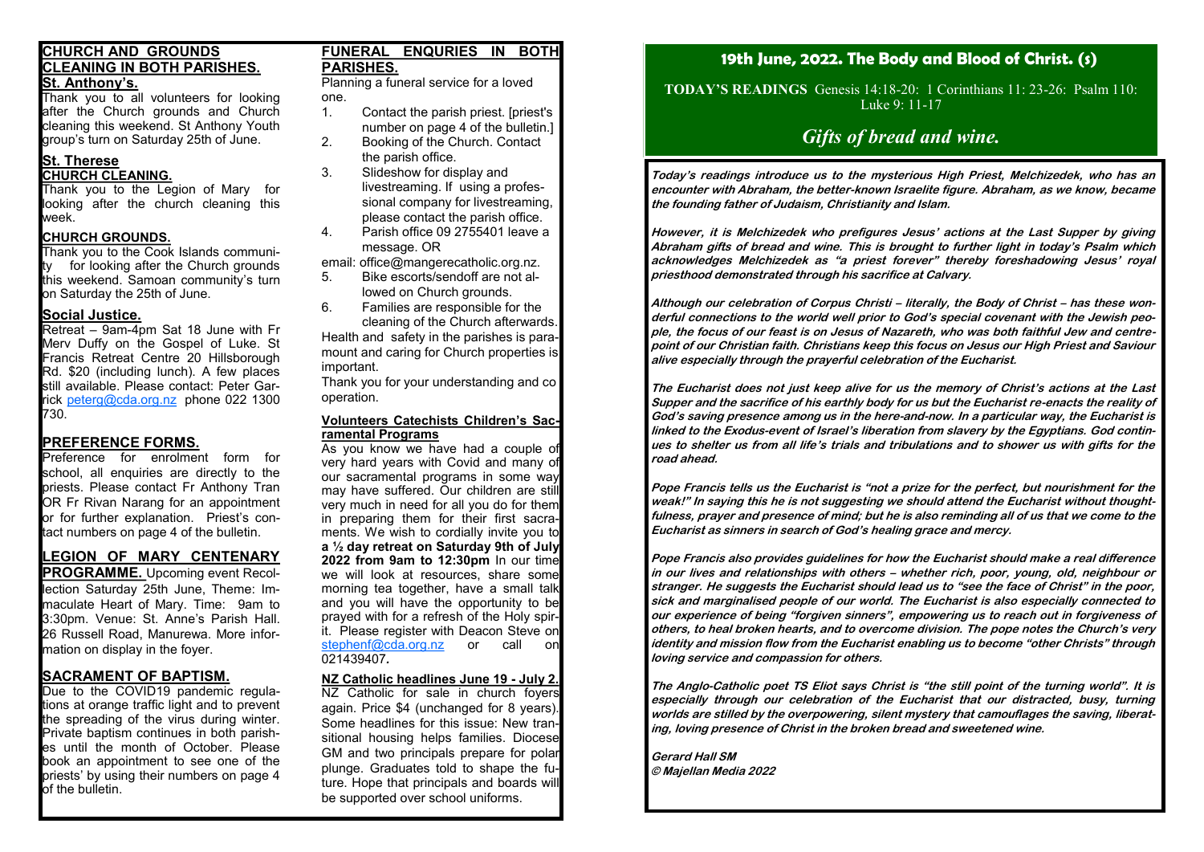## CHURCH AND GROUNDS CLEANING IN BOTH PARISHES.

### St. Anthony's.

Thank you to all volunteers for looking after the Church grounds and Church cleaning this weekend. St Anthony Youth group's turn on Saturday 25th of June.

### St. Therese

**CHURCH CLEANING.**

Thank you to the Legion of Mary for looking after the church cleaning this week.

**CHURCH GROUNDS.**

Thank you to the Cook Islands community for looking after the Church grounds this weekend. Samoan community's turn on Saturday the 25th of June.

### Social Justice.

Retreat – 9am-4pm Sat 18 June with Fr Merv Duffy on the Gospel of Luke. St Francis Retreat Centre 20 Hillsborough Rd. $20 (including lunch). A few places still available. Please contact: Peter Garrick peterg@cda.org.nz phone 022 1300 730.

## PREFERENCE FORMS.

Preference for enrolment form for school, all enquiries are directly to the priests. Please contact Fr Anthony Tran OR Fr Rivan Narang for an appointment or for further explanation. Priest's contact numbers on page 4 of the bulletin.

## LEGION OF MARY CENTENARY PROGRAMME.

Upcoming event Recollection Saturday 25th June, Theme: Immaculate Heart of Mary. Time: 9am to 3:30pm. Venue: St. Anne's Parish Hall. 26 Russell Road, Manurewa. More information on display in the foyer.

## SACRAMENT OF BAPTISM.

Due to the COVID19 pandemic regulations at orange traffic light and to prevent the spreading of the virus during winter. Private baptism continues in both parishes until the month of October. Please book an appointment to see one of the priests' by using their numbers on page 4 of the bulletin.

## FUNERAL ENQURIES IN BOTH PARISHES.

Planning a funeral service for a loved one.

1. Contact the parish priest. [priest's number on page 4 of the bulletin.]
2. Booking of the Church. Contact the parish office.
3. Slideshow for display and livestreaming. If using a professional company for livestreaming, please contact the parish office.
4. Parish office 09 2755401 leave a message. OR

email: office@mangerecatholic.org.nz.

5. Bike escorts/sendoff are not allowed on Church grounds.
6. Families are responsible for the cleaning of the Church afterwards.

Health and safety in the parishes is paramount and caring for Church properties is important.

Thank you for your understanding and co operation.

### Volunteers Catechists Children's Sacramental Programs

As you know we have had a couple of very hard years with Covid and many of our sacramental programs in some way may have suffered. Our children are still very much in need for all you do for them in preparing them for their first sacraments. We wish to cordially invite you to **a ½ day retreat on Saturday 9th of July 2022 from 9am to 12:30pm** In our time we will look at resources, share some morning tea together, have a small talk and you will have the opportunity to be prayed with for a refresh of the Holy spirit. Please register with Deacon Steve on stephenf@cda.org.nz or call on 021439407.

### NZ Catholic headlines June 19 - July 2.

NZ Catholic for sale in church foyers again. Price $4 (unchanged for 8 years). Some headlines for this issue: New transitional housing helps families. Diocese GM and two principals prepare for polar plunge. Graduates told to shape the future. Hope that principals and boards will be supported over school uniforms.

## 19th June, 2022. The Body and Blood of Christ. (s)

**TODAY'S READINGS** Genesis 14:18-20: 1 Corinthians 11: 23-26: Psalm 110: Luke 9: 11-17

# *Gifts of bread and wine.*

***Today's readings introduce us to the mysterious High Priest, Melchizedek, who has an encounter with Abraham, the better-known Israelite figure. Abraham, as we know, became the founding father of Judaism, Christianity and Islam.***

***However, it is Melchizedek who prefigures Jesus' actions at the Last Supper by giving Abraham gifts of bread and wine. This is brought to further light in today's Psalm which acknowledges Melchizedek as "a priest forever" thereby foreshadowing Jesus' royal priesthood demonstrated through his sacrifice at Calvary.***

***Although our celebration of Corpus Christi – literally, the Body of Christ – has these wonderful connections to the world well prior to God's special covenant with the Jewish people, the focus of our feast is on Jesus of Nazareth, who was both faithful Jew and centrepoint of our Christian faith. Christians keep this focus on Jesus our High Priest and Saviour alive especially through the prayerful celebration of the Eucharist.***

***The Eucharist does not just keep alive for us the memory of Christ's actions at the Last Supper and the sacrifice of his earthly body for us but the Eucharist re-enacts the reality of God's saving presence among us in the here-and-now. In a particular way, the Eucharist is linked to the Exodus-event of Israel's liberation from slavery by the Egyptians. God continues to shelter us from all life's trials and tribulations and to shower us with gifts for the road ahead.***

***Pope Francis tells us the Eucharist is "not a prize for the perfect, but nourishment for the weak!" In saying this he is not suggesting we should attend the Eucharist without thoughtfulness, prayer and presence of mind; but he is also reminding all of us that we come to the Eucharist as sinners in search of God's healing grace and mercy.***

***Pope Francis also provides guidelines for how the Eucharist should make a real difference in our lives and relationships with others – whether rich, poor, young, old, neighbour or stranger. He suggests the Eucharist should lead us to "see the face of Christ" in the poor, sick and marginalised people of our world. The Eucharist is also especially connected to our experience of being "forgiven sinners", empowering us to reach out in forgiveness of others, to heal broken hearts, and to overcome division. The pope notes the Church's very identity and mission flow from the Eucharist enabling us to become "other Christs" through loving service and compassion for others.***

***The Anglo-Catholic poet TS Eliot says Christ is "the still point of the turning world". It is especially through our celebration of the Eucharist that our distracted, busy, turning worlds are stilled by the overpowering, silent mystery that camouflages the saving, liberating, loving presence of Christ in the broken bread and sweetened wine.***

***Gerard Hall SM***
***© Majellan Media 2022***